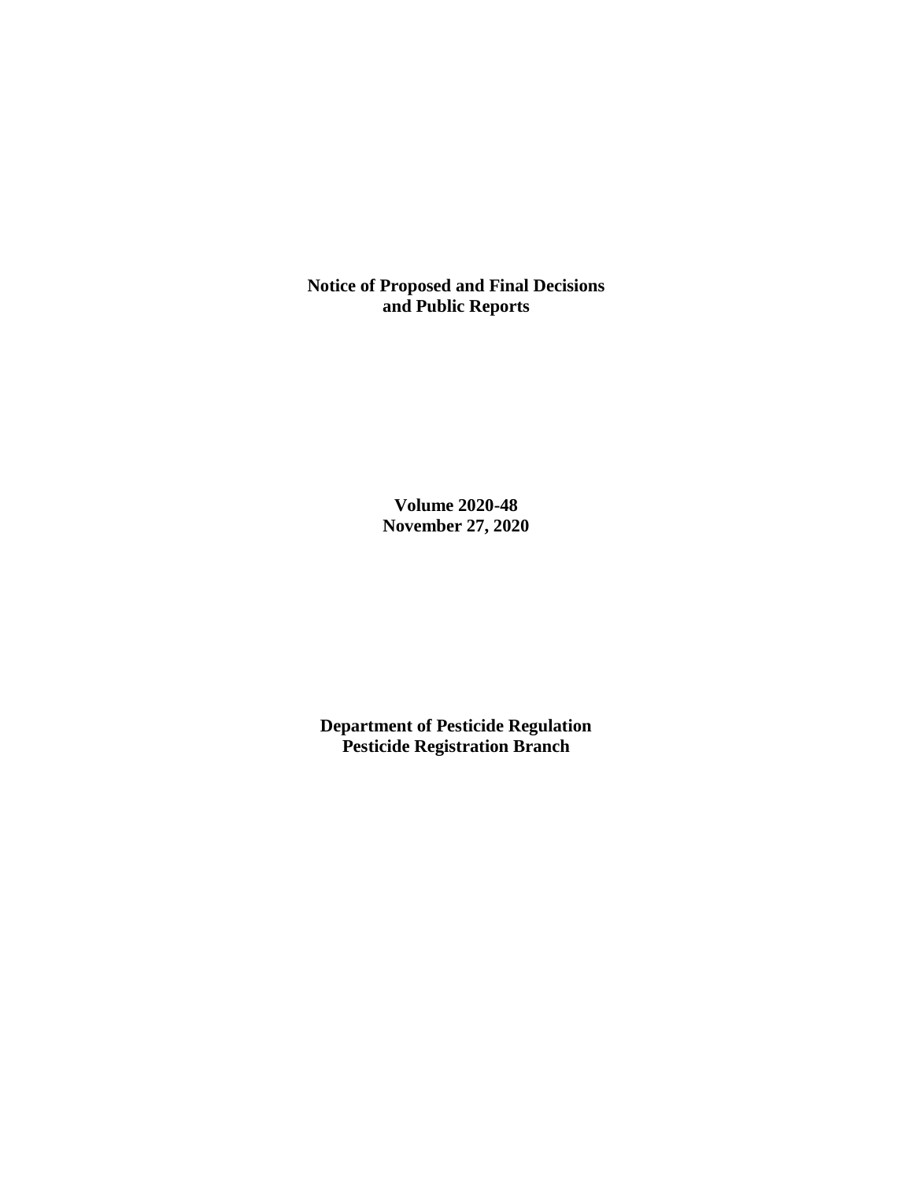**Notice of Proposed and Final Decisions and Public Reports**

**Volume 2020-48**
**November 27, 2020**

**Department of Pesticide Regulation**
**Pesticide Registration Branch**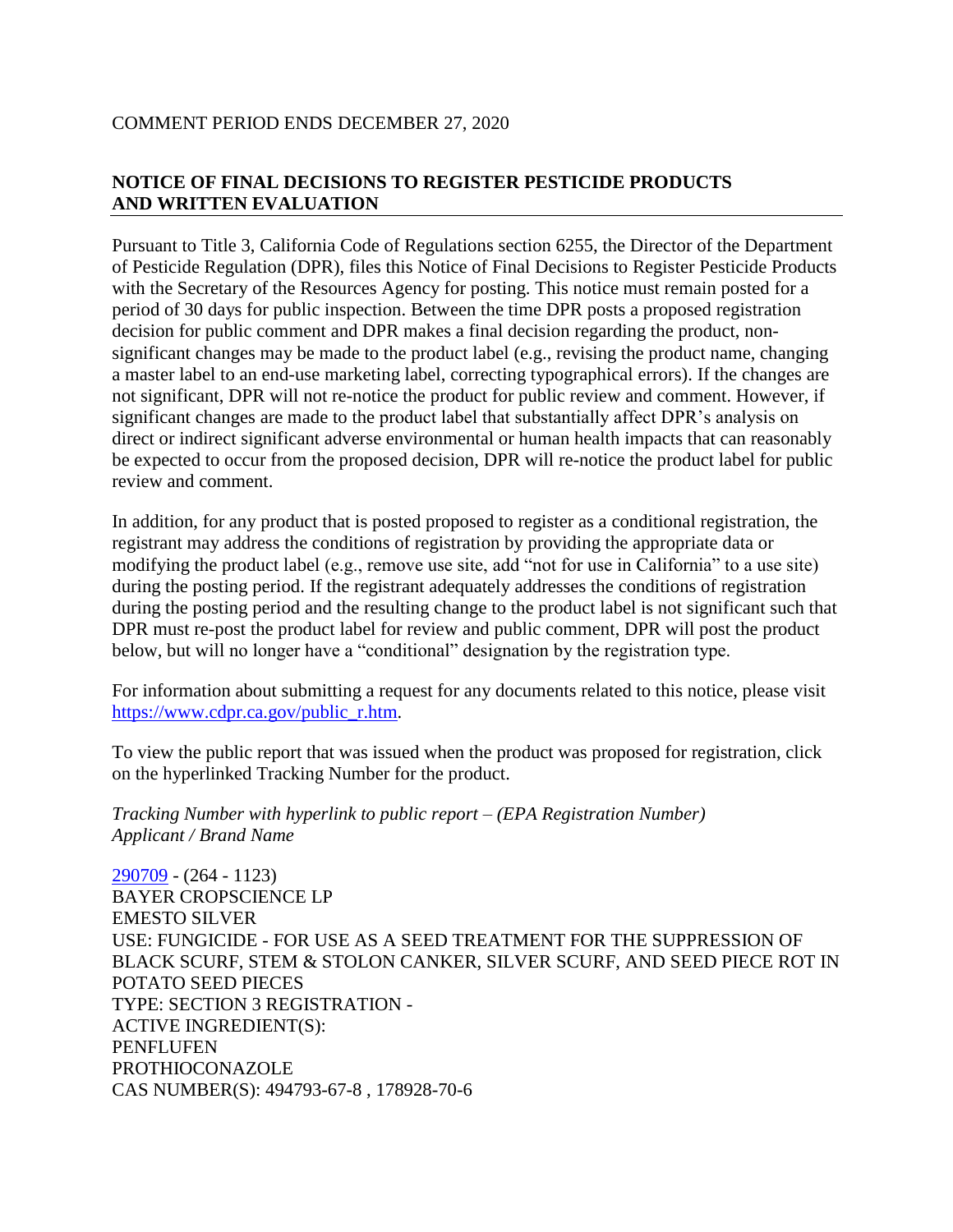COMMENT PERIOD ENDS DECEMBER 27, 2020

## NOTICE OF FINAL DECISIONS TO REGISTER PESTICIDE PRODUCTS AND WRITTEN EVALUATION

Pursuant to Title 3, California Code of Regulations section 6255, the Director of the Department of Pesticide Regulation (DPR), files this Notice of Final Decisions to Register Pesticide Products with the Secretary of the Resources Agency for posting. This notice must remain posted for a period of 30 days for public inspection. Between the time DPR posts a proposed registration decision for public comment and DPR makes a final decision regarding the product, non-significant changes may be made to the product label (e.g., revising the product name, changing a master label to an end-use marketing label, correcting typographical errors). If the changes are not significant, DPR will not re-notice the product for public review and comment. However, if significant changes are made to the product label that substantially affect DPR's analysis on direct or indirect significant adverse environmental or human health impacts that can reasonably be expected to occur from the proposed decision, DPR will re-notice the product label for public review and comment.

In addition, for any product that is posted proposed to register as a conditional registration, the registrant may address the conditions of registration by providing the appropriate data or modifying the product label (e.g., remove use site, add "not for use in California" to a use site) during the posting period. If the registrant adequately addresses the conditions of registration during the posting period and the resulting change to the product label is not significant such that DPR must re-post the product label for review and public comment, DPR will post the product below, but will no longer have a "conditional" designation by the registration type.

For information about submitting a request for any documents related to this notice, please visit https://www.cdpr.ca.gov/public_r.htm.

To view the public report that was issued when the product was proposed for registration, click on the hyperlinked Tracking Number for the product.

*Tracking Number with hyperlink to public report – (EPA Registration Number)*
*Applicant / Brand Name*

290709 - (264 - 1123)
BAYER CROPSCIENCE LP
EMESTO SILVER
USE: FUNGICIDE - FOR USE AS A SEED TREATMENT FOR THE SUPPRESSION OF BLACK SCURF, STEM & STOLON CANKER, SILVER SCURF, AND SEED PIECE ROT IN POTATO SEED PIECES
TYPE: SECTION 3 REGISTRATION -
ACTIVE INGREDIENT(S):
PENFLUFEN
PROTHIOCONAZOLE
CAS NUMBER(S): 494793-67-8 , 178928-70-6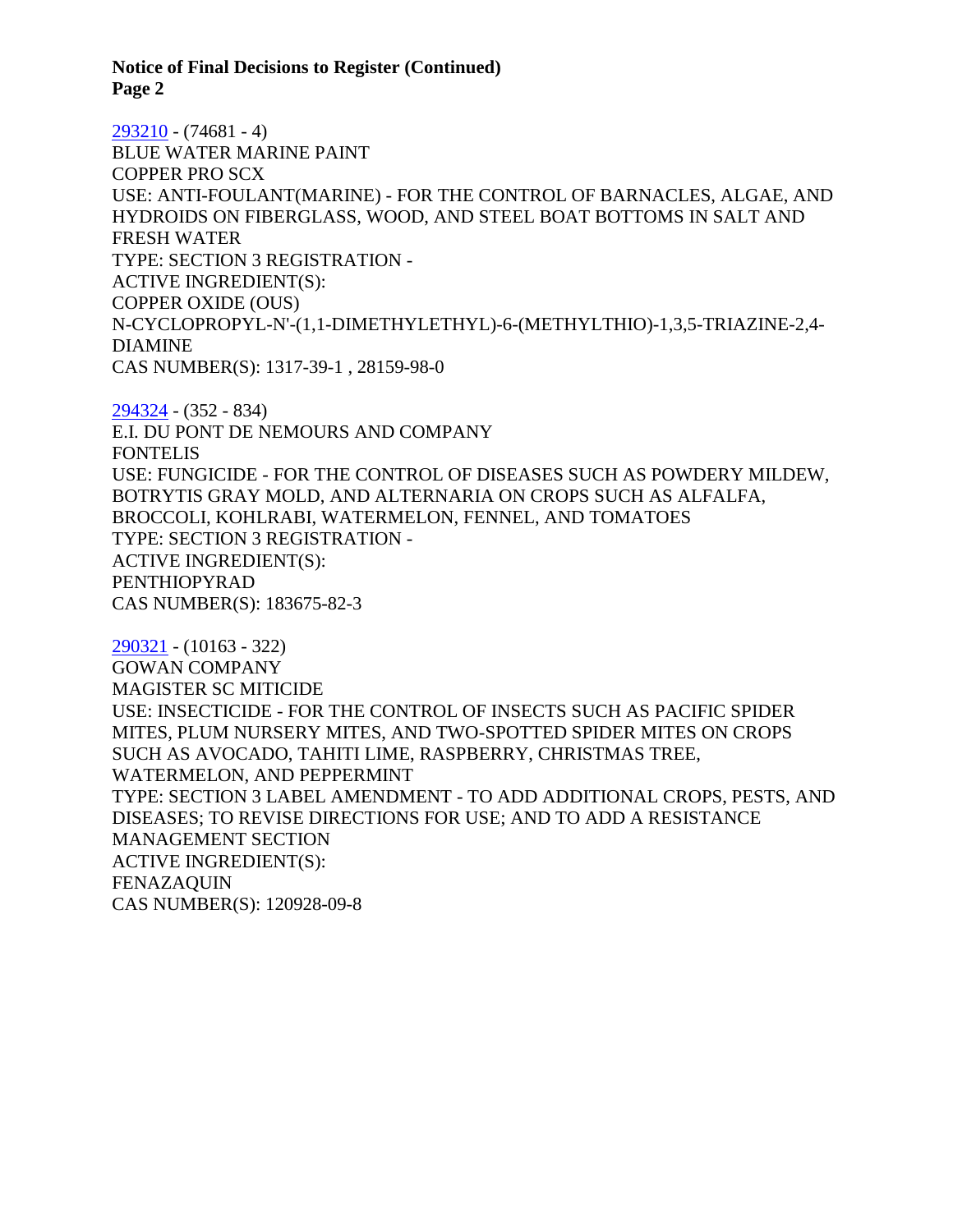**Notice of Final Decisions to Register (Continued)**
**Page 2**

293210 - (74681 - 4)
BLUE WATER MARINE PAINT
COPPER PRO SCX
USE: ANTI-FOULANT(MARINE) - FOR THE CONTROL OF BARNACLES, ALGAE, AND HYDROIDS ON FIBERGLASS, WOOD, AND STEEL BOAT BOTTOMS IN SALT AND FRESH WATER
TYPE: SECTION 3 REGISTRATION -
ACTIVE INGREDIENT(S):
COPPER OXIDE (OUS)
N-CYCLOPROPYL-N'-(1,1-DIMETHYLETHYL)-6-(METHYLTHIO)-1,3,5-TRIAZINE-2,4-DIAMINE
CAS NUMBER(S): 1317-39-1 , 28159-98-0

294324 - (352 - 834)
E.I. DU PONT DE NEMOURS AND COMPANY
FONTELIS
USE: FUNGICIDE - FOR THE CONTROL OF DISEASES SUCH AS POWDERY MILDEW, BOTRYTIS GRAY MOLD, AND ALTERNARIA ON CROPS SUCH AS ALFALFA, BROCCOLI, KOHLRABI, WATERMELON, FENNEL, AND TOMATOES
TYPE: SECTION 3 REGISTRATION -
ACTIVE INGREDIENT(S):
PENTHIOPYRAD
CAS NUMBER(S): 183675-82-3

290321 - (10163 - 322)
GOWAN COMPANY
MAGISTER SC MITICIDE
USE: INSECTICIDE - FOR THE CONTROL OF INSECTS SUCH AS PACIFIC SPIDER MITES, PLUM NURSERY MITES, AND TWO-SPOTTED SPIDER MITES ON CROPS SUCH AS AVOCADO, TAHITI LIME, RASPBERRY, CHRISTMAS TREE, WATERMELON, AND PEPPERMINT
TYPE: SECTION 3 LABEL AMENDMENT - TO ADD ADDITIONAL CROPS, PESTS, AND DISEASES; TO REVISE DIRECTIONS FOR USE; AND TO ADD A RESISTANCE MANAGEMENT SECTION
ACTIVE INGREDIENT(S):
FENAZAQUIN
CAS NUMBER(S): 120928-09-8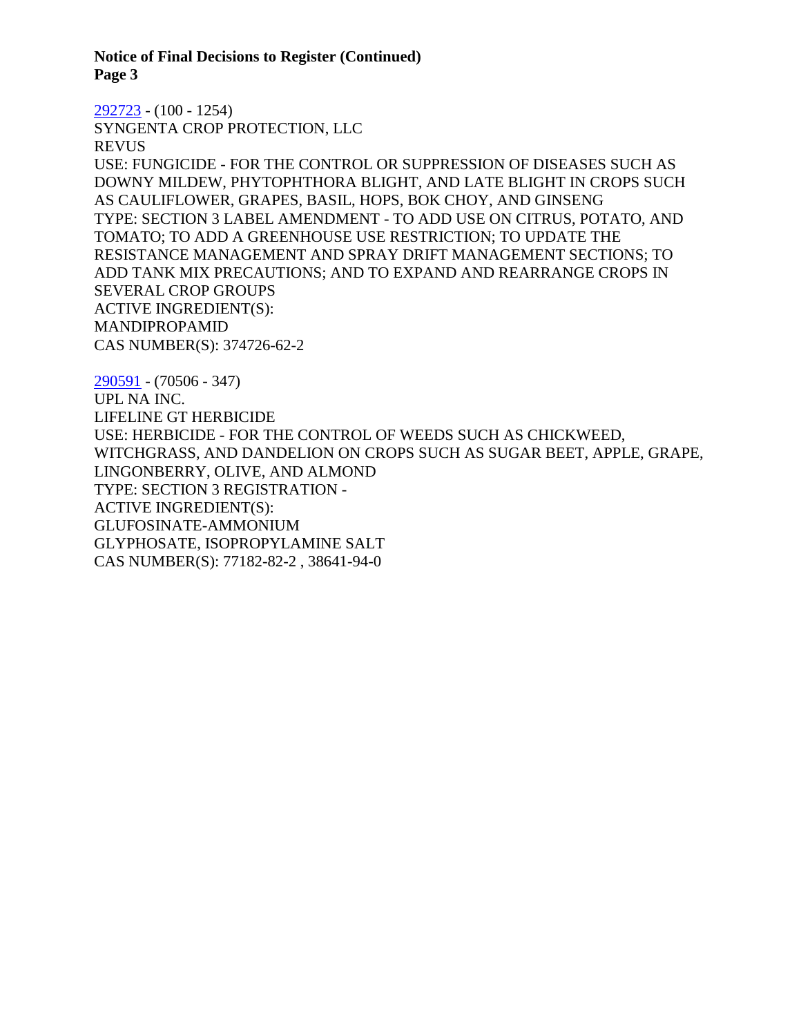292723 - (100 - 1254)
SYNGENTA CROP PROTECTION, LLC
REVUS
USE: FUNGICIDE - FOR THE CONTROL OR SUPPRESSION OF DISEASES SUCH AS DOWNY MILDEW, PHYTOPHTHORA BLIGHT, AND LATE BLIGHT IN CROPS SUCH AS CAULIFLOWER, GRAPES, BASIL, HOPS, BOK CHOY, AND GINSENG
TYPE: SECTION 3 LABEL AMENDMENT - TO ADD USE ON CITRUS, POTATO, AND TOMATO; TO ADD A GREENHOUSE USE RESTRICTION; TO UPDATE THE RESISTANCE MANAGEMENT AND SPRAY DRIFT MANAGEMENT SECTIONS; TO ADD TANK MIX PRECAUTIONS; AND TO EXPAND AND REARRANGE CROPS IN SEVERAL CROP GROUPS
ACTIVE INGREDIENT(S):
MANDIPROPAMID
CAS NUMBER(S): 374726-62-2

290591 - (70506 - 347)
UPL NA INC.
LIFELINE GT HERBICIDE
USE: HERBICIDE - FOR THE CONTROL OF WEEDS SUCH AS CHICKWEED, WITCHGRASS, AND DANDELION ON CROPS SUCH AS SUGAR BEET, APPLE, GRAPE, LINGONBERRY, OLIVE, AND ALMOND
TYPE: SECTION 3 REGISTRATION -
ACTIVE INGREDIENT(S):
GLUFOSINATE-AMMONIUM
GLYPHOSATE, ISOPROPYLAMINE SALT
CAS NUMBER(S): 77182-82-2 , 38641-94-0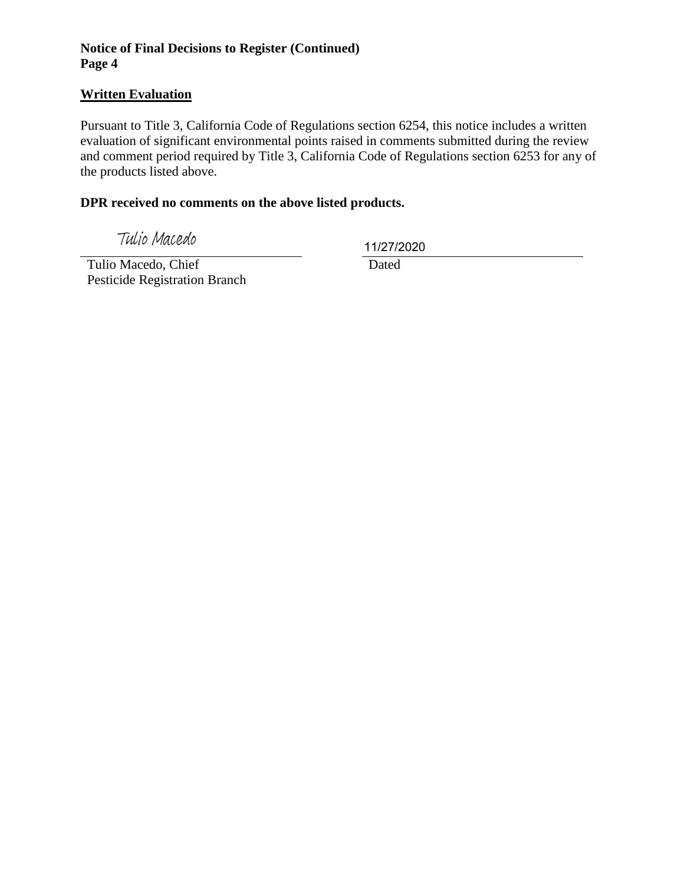## Written Evaluation

Pursuant to Title 3, California Code of Regulations section 6254, this notice includes a written evaluation of significant environmental points raised in comments submitted during the review and comment period required by Title 3, California Code of Regulations section 6253 for any of the products listed above.

**DPR received no comments on the above listed products.**

Tulio Macedo

Tulio Macedo, Chief
Pesticide Registration Branch

11/27/2020

Dated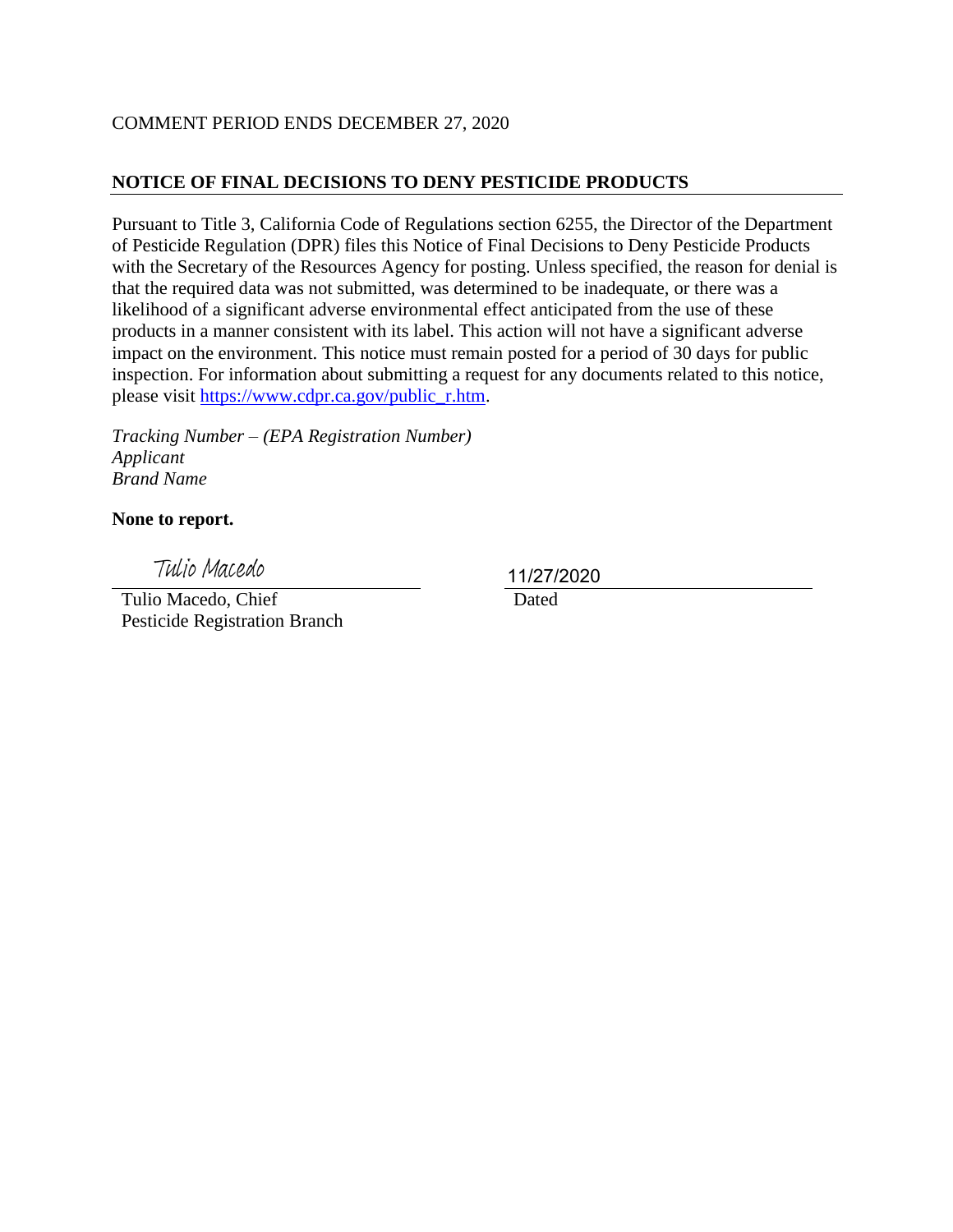COMMENT PERIOD ENDS DECEMBER 27, 2020

## NOTICE OF FINAL DECISIONS TO DENY PESTICIDE PRODUCTS

Pursuant to Title 3, California Code of Regulations section 6255, the Director of the Department of Pesticide Regulation (DPR) files this Notice of Final Decisions to Deny Pesticide Products with the Secretary of the Resources Agency for posting. Unless specified, the reason for denial is that the required data was not submitted, was determined to be inadequate, or there was a likelihood of a significant adverse environmental effect anticipated from the use of these products in a manner consistent with its label. This action will not have a significant adverse impact on the environment. This notice must remain posted for a period of 30 days for public inspection. For information about submitting a request for any documents related to this notice, please visit https://www.cdpr.ca.gov/public_r.htm.

*Tracking Number – (EPA Registration Number)*
*Applicant*
*Brand Name*

**None to report.**

Tulio Macedo

Tulio Macedo, Chief
Pesticide Registration Branch

11/27/2020
Dated